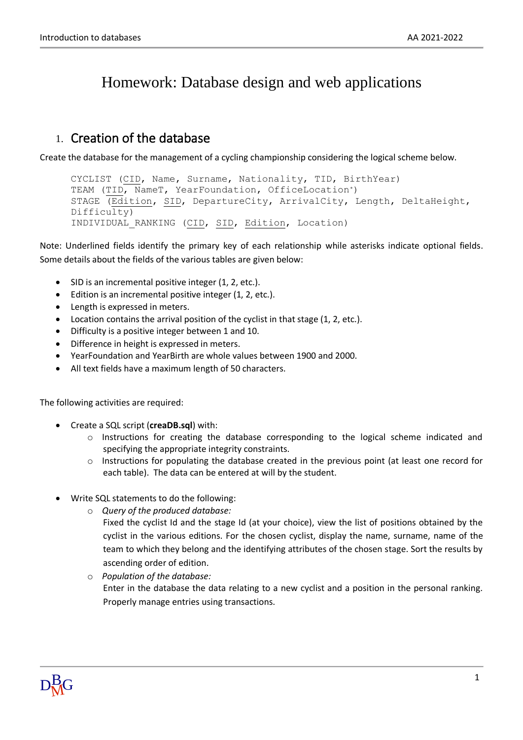# Homework: Database design and web applications

## 1. Creation of the database

Create the database for the management of a cycling championship considering the logical scheme below.

```
CYCLIST (CID, Name, Surname, Nationality, TID, BirthYear)
TEAM (TID, NameT, YearFoundation, OfficeLocation*)
STAGE (Edition, SID, DepartureCity, ArrivalCity, Length, DeltaHeight,
Difficulty)
INDIVIDUAL_RANKING (CID, SID, Edition, Location)
```

Note: Underlined fields identify the primary key of each relationship while asterisks indicate optional fields. Some details about the fields of the various tables are given below:

- SID is an incremental positive integer (1, 2, etc.).
- Edition is an incremental positive integer (1, 2, etc.).
- Length is expressed in meters.
- Location contains the arrival position of the cyclist in that stage (1, 2, etc.).
- Difficulty is a positive integer between 1 and 10.
- Difference in height is expressed in meters.
- YearFoundation and YearBirth are whole values between 1900 and 2000.
- All text fields have a maximum length of 50 characters.

The following activities are required:

- Create a SQL script (**creaDB.sql**) with:
  - Instructions for creating the database corresponding to the logical scheme indicated and specifying the appropriate integrity constraints.
  - Instructions for populating the database created in the previous point (at least one record for each table). The data can be entered at will by the student.
- Write SQL statements to do the following:
  - *Query of the produced database:*
    Fixed the cyclist Id and the stage Id (at your choice), view the list of positions obtained by the cyclist in the various editions. For the chosen cyclist, display the name, surname, name of the team to which they belong and the identifying attributes of the chosen stage. Sort the results by ascending order of edition.
  - *Population of the database:*
    Enter in the database the data relating to a new cyclist and a position in the personal ranking. Properly manage entries using transactions.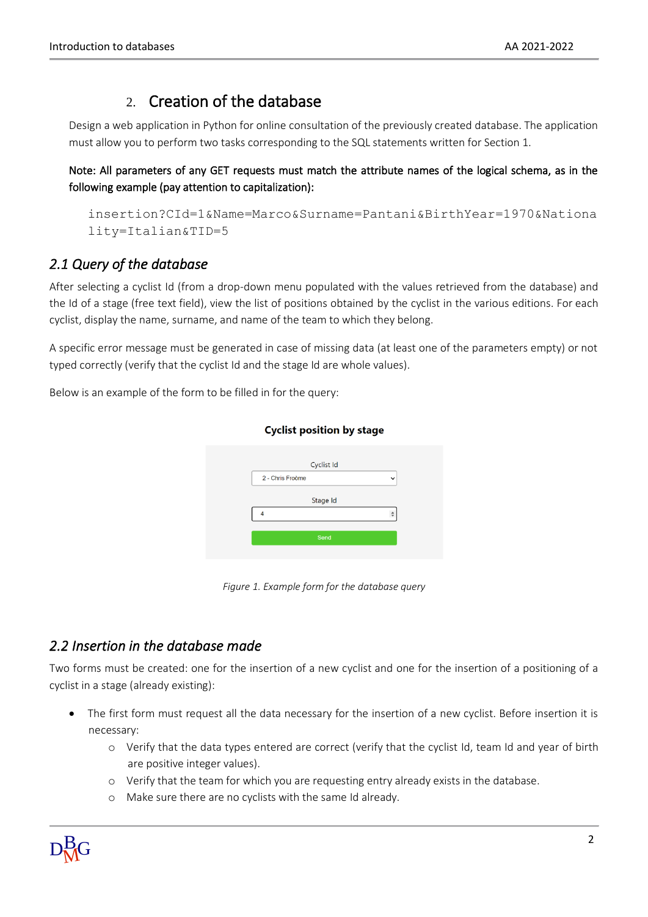## 2. Creation of the database

Design a web application in Python for online consultation of the previously created database. The application must allow you to perform two tasks corresponding to the SQL statements written for Section 1.

**Note: All parameters of any GET requests must match the attribute names of the logical schema, as in the following example (pay attention to capitalization):**

```
insertion?CId=1&Name=Marco&Surname=Pantani&BirthYear=1970&Nationality=Italian&TID=5
```

### *2.1 Query of the database*

After selecting a cyclist Id (from a drop-down menu populated with the values retrieved from the database) and the Id of a stage (free text field), view the list of positions obtained by the cyclist in the various editions. For each cyclist, display the name, surname, and name of the team to which they belong.

A specific error message must be generated in case of missing data (at least one of the parameters empty) or not typed correctly (verify that the cyclist Id and the stage Id are whole values).

Below is an example of the form to be filled in for the query:

**Cyclist position by stage**

Cyclist Id

2 - Chris Froome

Stage Id

4

Send

*Figure 1. Example form for the database query*

### *2.2 Insertion in the database made*

Two forms must be created: one for the insertion of a new cyclist and one for the insertion of a positioning of a cyclist in a stage (already existing):

- The first form must request all the data necessary for the insertion of a new cyclist. Before insertion it is necessary:
  - Verify that the data types entered are correct (verify that the cyclist Id, team Id and year of birth are positive integer values).
  - Verify that the team for which you are requesting entry already exists in the database.
  - Make sure there are no cyclists with the same Id already.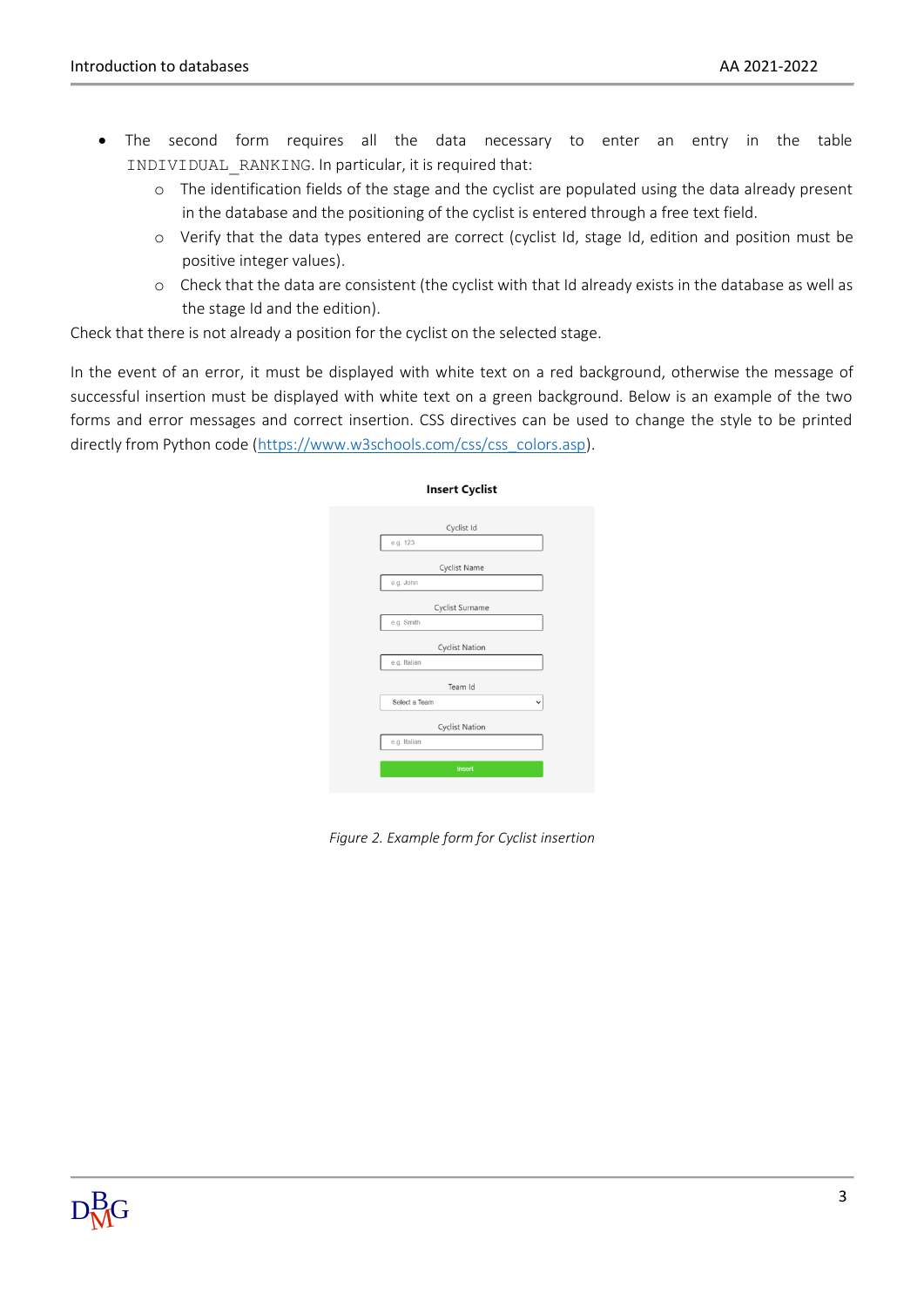- The second form requires all the data necessary to enter an entry in the table `INDIVIDUAL_RANKING`. In particular, it is required that:
    - The identification fields of the stage and the cyclist are populated using the data already present in the database and the positioning of the cyclist is entered through a free text field.
    - Verify that the data types entered are correct (cyclist Id, stage Id, edition and position must be positive integer values).
    - Check that the data are consistent (the cyclist with that Id already exists in the database as well as the stage Id and the edition).

Check that there is not already a position for the cyclist on the selected stage.

In the event of an error, it must be displayed with white text on a red background, otherwise the message of successful insertion must be displayed with white text on a green background. Below is an example of the two forms and error messages and correct insertion. CSS directives can be used to change the style to be printed directly from Python code (https://www.w3schools.com/css/css_colors.asp).

**Insert Cyclist**

Cyclist Id: e.g. 123

Cyclist Name: e.g. John

Cyclist Surname: e.g. Smith

Cyclist Nation: e.g. Italian

Team Id: Select a Team

Cyclist Nation: e.g. Italian

Insert

*Figure 2. Example form for Cyclist insertion*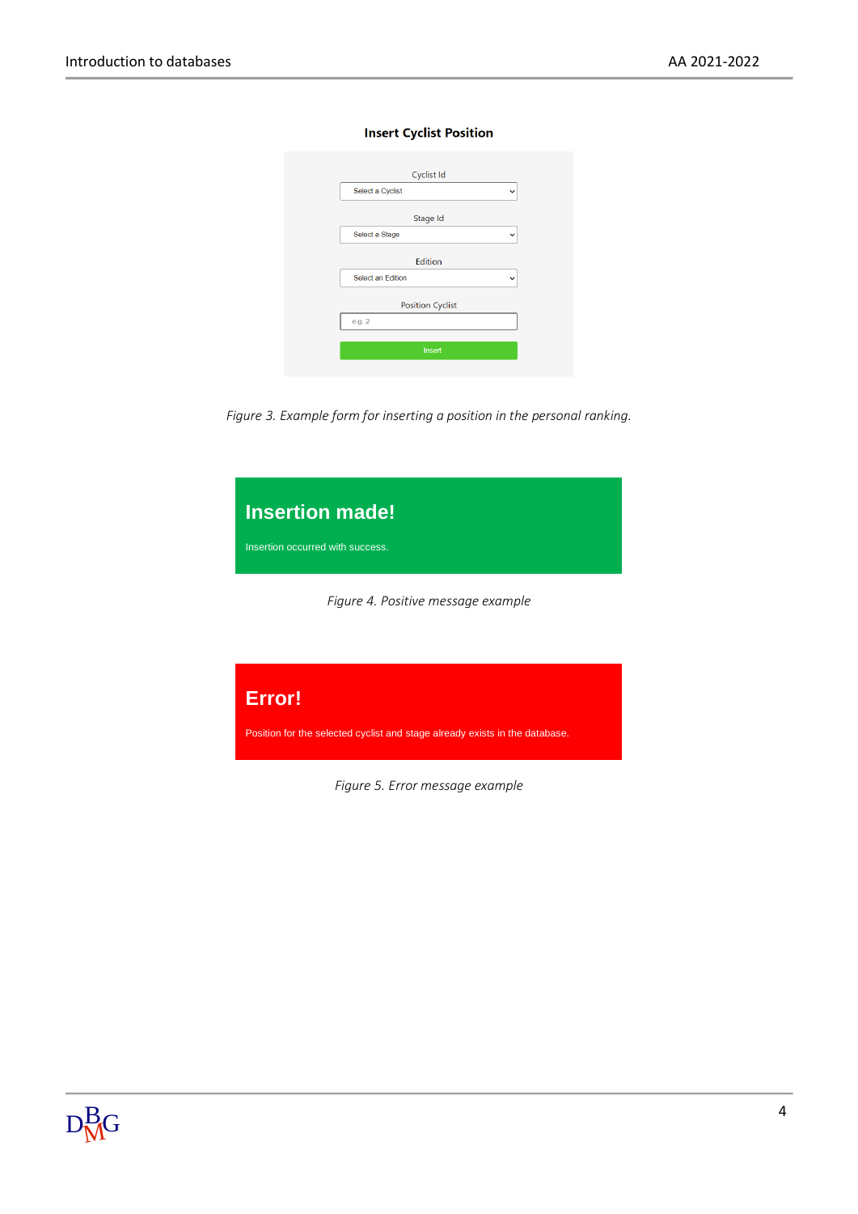**Insert Cyclist Position**

Cyclist Id

Select a Cyclist

Stage Id

Select a Stage

Edition

Select an Edition

Position Cyclist

e.g. 2

Insert

*Figure 3. Example form for inserting a position in the personal ranking.*

**Insertion made!**

Insertion occurred with success.

*Figure 4. Positive message example*

**Error!**

Position for the selected cyclist and stage already exists in the database.

*Figure 5. Error message example*